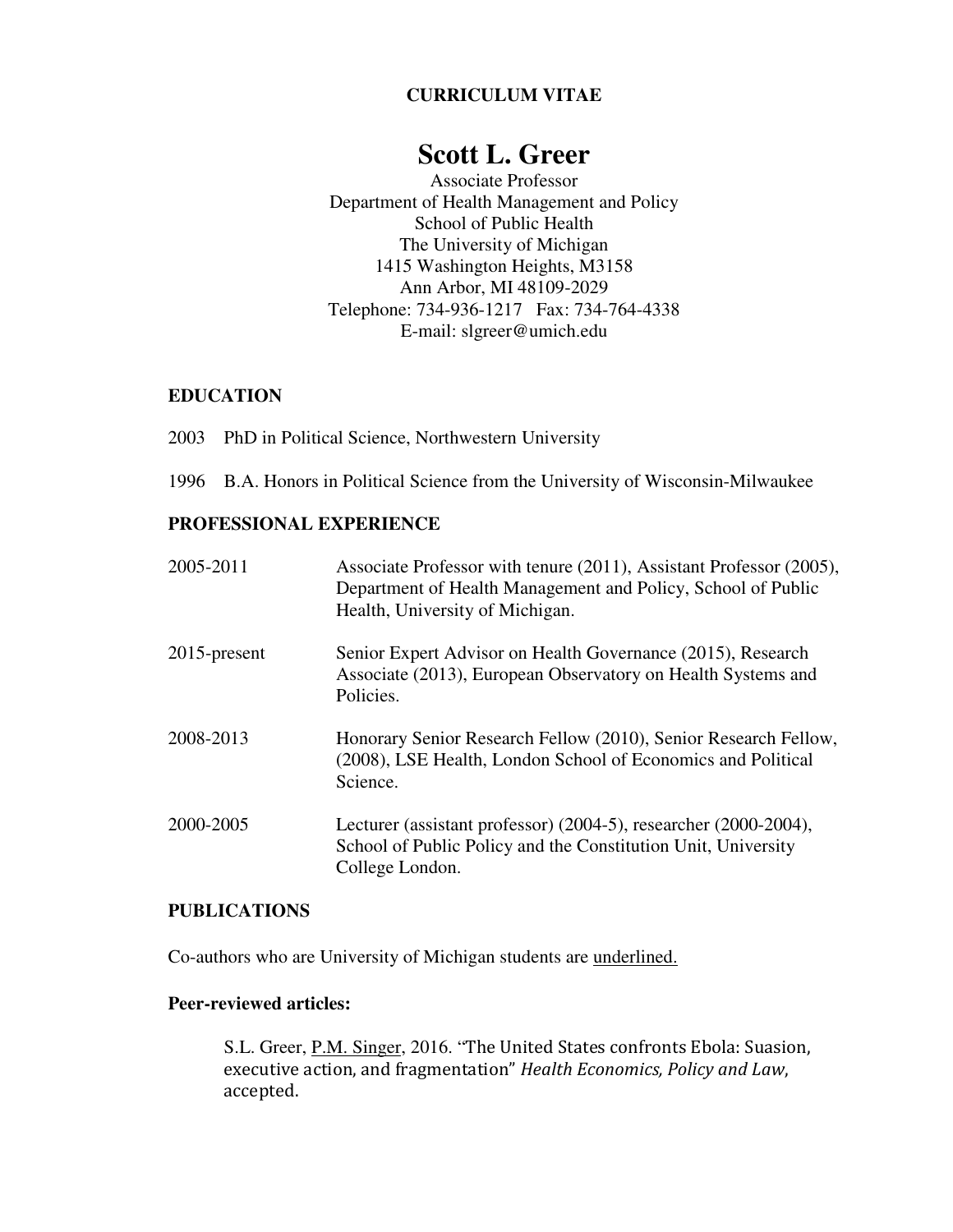**CURRICULUM VITAE**

# Scott L. Greer

Associate Professor
Department of Health Management and Policy
School of Public Health
The University of Michigan
1415 Washington Heights, M3158
Ann Arbor, MI 48109-2029
Telephone: 734-936-1217 Fax: 734-764-4338
E-mail: slgreer@umich.edu

## EDUCATION

2003 PhD in Political Science, Northwestern University

1996 B.A. Honors in Political Science from the University of Wisconsin-Milwaukee

## PROFESSIONAL EXPERIENCE

2005-2011 Associate Professor with tenure (2011), Assistant Professor (2005), Department of Health Management and Policy, School of Public Health, University of Michigan.

2015-present Senior Expert Advisor on Health Governance (2015), Research Associate (2013), European Observatory on Health Systems and Policies.

2008-2013 Honorary Senior Research Fellow (2010), Senior Research Fellow, (2008), LSE Health, London School of Economics and Political Science.

2000-2005 Lecturer (assistant professor) (2004-5), researcher (2000-2004), School of Public Policy and the Constitution Unit, University College London.

## PUBLICATIONS

Co-authors who are University of Michigan students are <u>underlined.</u>

### Peer-reviewed articles:

> S.L. Greer, <u>P.M. Singer</u>, 2016. "The United States confronts Ebola: Suasion, executive action, and fragmentation" *Health Economics, Policy and Law*, accepted.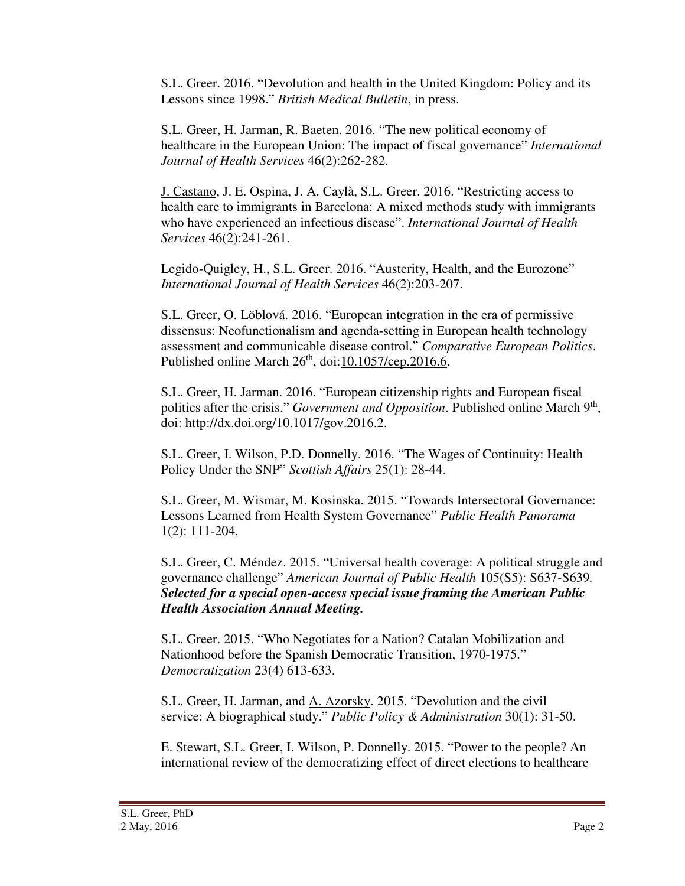S.L. Greer. 2016. "Devolution and health in the United Kingdom: Policy and its Lessons since 1998." *British Medical Bulletin*, in press.

S.L. Greer, H. Jarman, R. Baeten. 2016. "The new political economy of healthcare in the European Union: The impact of fiscal governance" *International Journal of Health Services* 46(2):262-282.

<u>J. Castano</u>, J. E. Ospina, J. A. Caylà, S.L. Greer. 2016. "Restricting access to health care to immigrants in Barcelona: A mixed methods study with immigrants who have experienced an infectious disease". *International Journal of Health Services* 46(2):241-261.

Legido-Quigley, H., S.L. Greer. 2016. "Austerity, Health, and the Eurozone" *International Journal of Health Services* 46(2):203-207.

S.L. Greer, O. Löblová. 2016. "European integration in the era of permissive dissensus: Neofunctionalism and agenda-setting in European health technology assessment and communicable disease control." *Comparative European Politics*. Published online March 26th, doi:10.1057/cep.2016.6.

S.L. Greer, H. Jarman. 2016. "European citizenship rights and European fiscal politics after the crisis." *Government and Opposition*. Published online March 9th, doi: http://dx.doi.org/10.1017/gov.2016.2.

S.L. Greer, I. Wilson, P.D. Donnelly. 2016. "The Wages of Continuity: Health Policy Under the SNP" *Scottish Affairs* 25(1): 28-44.

S.L. Greer, M. Wismar, M. Kosinska. 2015. "Towards Intersectoral Governance: Lessons Learned from Health System Governance" *Public Health Panorama* 1(2): 111-204.

S.L. Greer, C. Méndez. 2015. "Universal health coverage: A political struggle and governance challenge" *American Journal of Public Health* 105(S5): S637-S639. ***Selected for a special open-access special issue framing the American Public Health Association Annual Meeting.***

S.L. Greer. 2015. "Who Negotiates for a Nation? Catalan Mobilization and Nationhood before the Spanish Democratic Transition, 1970-1975." *Democratization* 23(4) 613-633.

S.L. Greer, H. Jarman, and <u>A. Azorsky</u>. 2015. "Devolution and the civil service: A biographical study." *Public Policy & Administration* 30(1): 31-50.

E. Stewart, S.L. Greer, I. Wilson, P. Donnelly. 2015. "Power to the people? An international review of the democratizing effect of direct elections to healthcare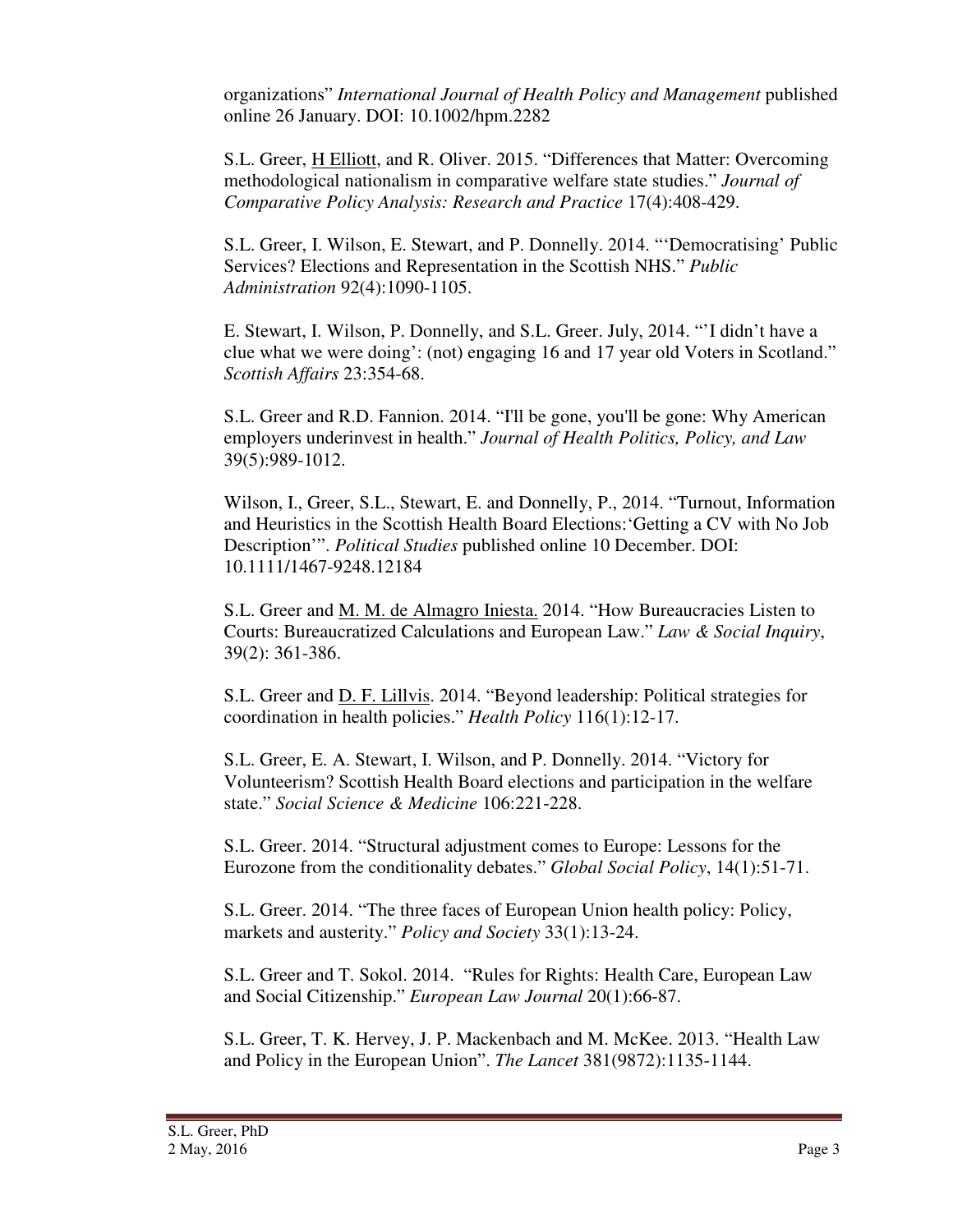organizations" *International Journal of Health Policy and Management* published online 26 January. DOI: 10.1002/hpm.2282

S.L. Greer, H Elliott, and R. Oliver. 2015. "Differences that Matter: Overcoming methodological nationalism in comparative welfare state studies." *Journal of Comparative Policy Analysis: Research and Practice* 17(4):408-429.

S.L. Greer, I. Wilson, E. Stewart, and P. Donnelly. 2014. "'Democratising' Public Services? Elections and Representation in the Scottish NHS." *Public Administration* 92(4):1090-1105.

E. Stewart, I. Wilson, P. Donnelly, and S.L. Greer. July, 2014. "'I didn't have a clue what we were doing': (not) engaging 16 and 17 year old Voters in Scotland." *Scottish Affairs* 23:354-68.

S.L. Greer and R.D. Fannion. 2014. "I'll be gone, you'll be gone: Why American employers underinvest in health." *Journal of Health Politics, Policy, and Law* 39(5):989-1012.

Wilson, I., Greer, S.L., Stewart, E. and Donnelly, P., 2014. "Turnout, Information and Heuristics in the Scottish Health Board Elections:'Getting a CV with No Job Description'". *Political Studies* published online 10 December. DOI: 10.1111/1467-9248.12184

S.L. Greer and M. M. de Almagro Iniesta. 2014. "How Bureaucracies Listen to Courts: Bureaucratized Calculations and European Law." *Law & Social Inquiry*, 39(2): 361-386.

S.L. Greer and D. F. Lillvis. 2014. "Beyond leadership: Political strategies for coordination in health policies." *Health Policy* 116(1):12-17.

S.L. Greer, E. A. Stewart, I. Wilson, and P. Donnelly. 2014. "Victory for Volunteerism? Scottish Health Board elections and participation in the welfare state." *Social Science & Medicine* 106:221-228.

S.L. Greer. 2014. "Structural adjustment comes to Europe: Lessons for the Eurozone from the conditionality debates." *Global Social Policy*, 14(1):51-71.

S.L. Greer. 2014. "The three faces of European Union health policy: Policy, markets and austerity." *Policy and Society* 33(1):13-24.

S.L. Greer and T. Sokol. 2014. "Rules for Rights: Health Care, European Law and Social Citizenship." *European Law Journal* 20(1):66-87.

S.L. Greer, T. K. Hervey, J. P. Mackenbach and M. McKee. 2013. "Health Law and Policy in the European Union". *The Lancet* 381(9872):1135-1144.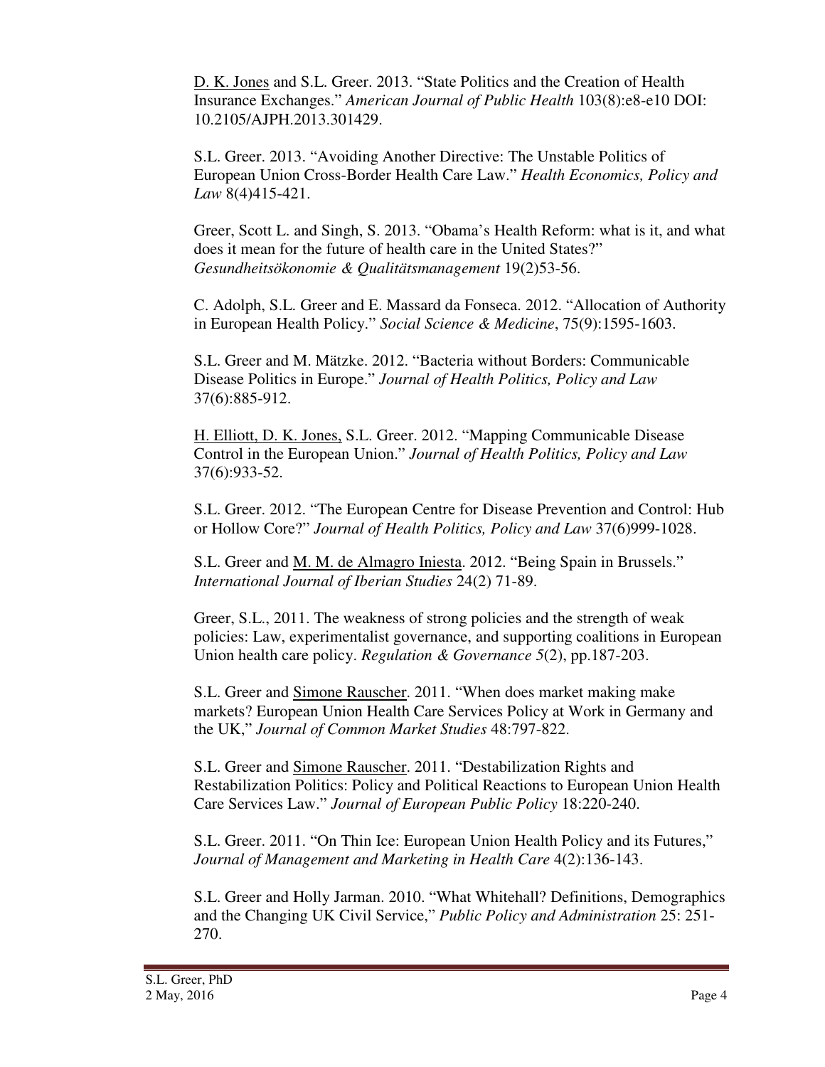D. K. Jones and S.L. Greer. 2013. "State Politics and the Creation of Health Insurance Exchanges." *American Journal of Public Health* 103(8):e8-e10 DOI: 10.2105/AJPH.2013.301429.

S.L. Greer. 2013. "Avoiding Another Directive: The Unstable Politics of European Union Cross-Border Health Care Law." *Health Economics, Policy and Law* 8(4)415-421.

Greer, Scott L. and Singh, S. 2013. "Obama's Health Reform: what is it, and what does it mean for the future of health care in the United States?" *Gesundheitsökonomie & Qualitätsmanagement* 19(2)53-56.

C. Adolph, S.L. Greer and E. Massard da Fonseca. 2012. "Allocation of Authority in European Health Policy." *Social Science & Medicine*, 75(9):1595-1603.

S.L. Greer and M. Mätzke. 2012. "Bacteria without Borders: Communicable Disease Politics in Europe." *Journal of Health Politics, Policy and Law* 37(6):885-912.

H. Elliott, D. K. Jones, S.L. Greer. 2012. "Mapping Communicable Disease Control in the European Union." *Journal of Health Politics, Policy and Law* 37(6):933-52.

S.L. Greer. 2012. "The European Centre for Disease Prevention and Control: Hub or Hollow Core?" *Journal of Health Politics, Policy and Law* 37(6)999-1028.

S.L. Greer and M. M. de Almagro Iniesta. 2012. "Being Spain in Brussels." *International Journal of Iberian Studies* 24(2) 71-89.

Greer, S.L., 2011. The weakness of strong policies and the strength of weak policies: Law, experimentalist governance, and supporting coalitions in European Union health care policy. *Regulation & Governance 5*(2), pp.187-203.

S.L. Greer and Simone Rauscher. 2011. "When does market making make markets? European Union Health Care Services Policy at Work in Germany and the UK," *Journal of Common Market Studies* 48:797-822.

S.L. Greer and Simone Rauscher. 2011. "Destabilization Rights and Restabilization Politics: Policy and Political Reactions to European Union Health Care Services Law." *Journal of European Public Policy* 18:220-240.

S.L. Greer. 2011. "On Thin Ice: European Union Health Policy and its Futures," *Journal of Management and Marketing in Health Care* 4(2):136-143.

S.L. Greer and Holly Jarman. 2010. "What Whitehall? Definitions, Demographics and the Changing UK Civil Service," *Public Policy and Administration* 25: 251-270.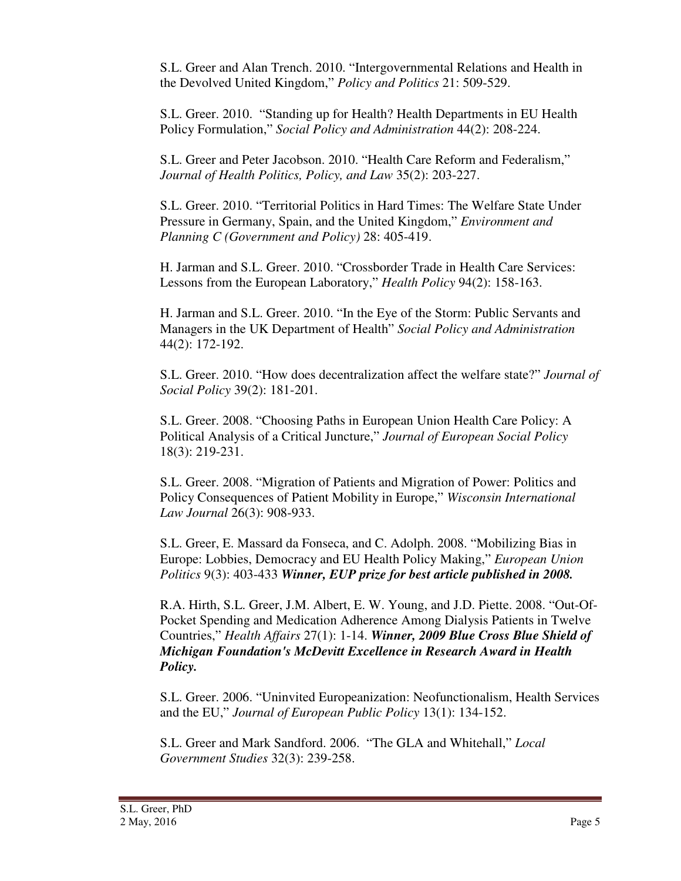S.L. Greer and Alan Trench. 2010. “Intergovernmental Relations and Health in the Devolved United Kingdom,” *Policy and Politics* 21: 509-529.

S.L. Greer. 2010. “Standing up for Health? Health Departments in EU Health Policy Formulation,” *Social Policy and Administration* 44(2): 208-224.

S.L. Greer and Peter Jacobson. 2010. “Health Care Reform and Federalism,” *Journal of Health Politics, Policy, and Law* 35(2): 203-227.

S.L. Greer. 2010. “Territorial Politics in Hard Times: The Welfare State Under Pressure in Germany, Spain, and the United Kingdom,” *Environment and Planning C (Government and Policy)* 28: 405-419.

H. Jarman and S.L. Greer. 2010. “Crossborder Trade in Health Care Services: Lessons from the European Laboratory,” *Health Policy* 94(2): 158-163.

H. Jarman and S.L. Greer. 2010. “In the Eye of the Storm: Public Servants and Managers in the UK Department of Health” *Social Policy and Administration* 44(2): 172-192.

S.L. Greer. 2010. “How does decentralization affect the welfare state?” *Journal of Social Policy* 39(2): 181-201.

S.L. Greer. 2008. “Choosing Paths in European Union Health Care Policy: A Political Analysis of a Critical Juncture,” *Journal of European Social Policy* 18(3): 219-231.

S.L. Greer. 2008. “Migration of Patients and Migration of Power: Politics and Policy Consequences of Patient Mobility in Europe,” *Wisconsin International Law Journal* 26(3): 908-933.

S.L. Greer, E. Massard da Fonseca, and C. Adolph. 2008. “Mobilizing Bias in Europe: Lobbies, Democracy and EU Health Policy Making,” *European Union Politics* 9(3): 403-433 ***Winner, EUP prize for best article published in 2008.***

R.A. Hirth, S.L. Greer, J.M. Albert, E. W. Young, and J.D. Piette. 2008. “Out-Of-Pocket Spending and Medication Adherence Among Dialysis Patients in Twelve Countries,” *Health Affairs* 27(1): 1-14. ***Winner, 2009 Blue Cross Blue Shield of Michigan Foundation's McDevitt Excellence in Research Award in Health Policy.***

S.L. Greer. 2006. “Uninvited Europeanization: Neofunctionalism, Health Services and the EU,” *Journal of European Public Policy* 13(1): 134-152.

S.L. Greer and Mark Sandford. 2006. “The GLA and Whitehall,” *Local Government Studies* 32(3): 239-258.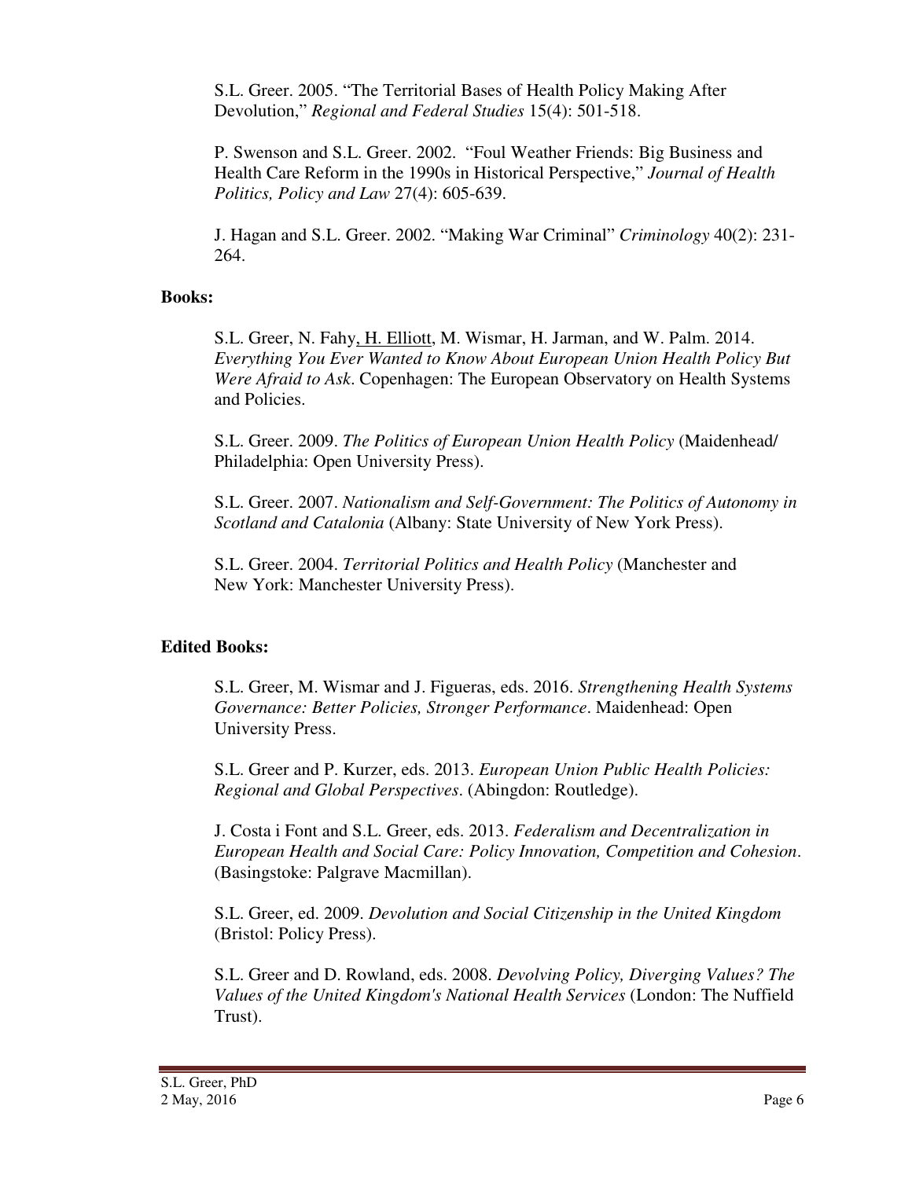S.L. Greer. 2005. "The Territorial Bases of Health Policy Making After Devolution," *Regional and Federal Studies* 15(4): 501-518.

P. Swenson and S.L. Greer. 2002. "Foul Weather Friends: Big Business and Health Care Reform in the 1990s in Historical Perspective," *Journal of Health Politics, Policy and Law* 27(4): 605-639.

J. Hagan and S.L. Greer. 2002. "Making War Criminal" *Criminology* 40(2): 231-264.

**Books:**

S.L. Greer, N. Fahy, H. Elliott, M. Wismar, H. Jarman, and W. Palm. 2014. *Everything You Ever Wanted to Know About European Union Health Policy But Were Afraid to Ask*. Copenhagen: The European Observatory on Health Systems and Policies.

S.L. Greer. 2009. *The Politics of European Union Health Policy* (Maidenhead/ Philadelphia: Open University Press).

S.L. Greer. 2007. *Nationalism and Self-Government: The Politics of Autonomy in Scotland and Catalonia* (Albany: State University of New York Press).

S.L. Greer. 2004. *Territorial Politics and Health Policy* (Manchester and New York: Manchester University Press).

**Edited Books:**

S.L. Greer, M. Wismar and J. Figueras, eds. 2016. *Strengthening Health Systems Governance: Better Policies, Stronger Performance*. Maidenhead: Open University Press.

S.L. Greer and P. Kurzer, eds. 2013. *European Union Public Health Policies: Regional and Global Perspectives*. (Abingdon: Routledge).

J. Costa i Font and S.L. Greer, eds. 2013. *Federalism and Decentralization in European Health and Social Care: Policy Innovation, Competition and Cohesion*. (Basingstoke: Palgrave Macmillan).

S.L. Greer, ed. 2009. *Devolution and Social Citizenship in the United Kingdom* (Bristol: Policy Press).

S.L. Greer and D. Rowland, eds. 2008. *Devolving Policy, Diverging Values? The Values of the United Kingdom's National Health Services* (London: The Nuffield Trust).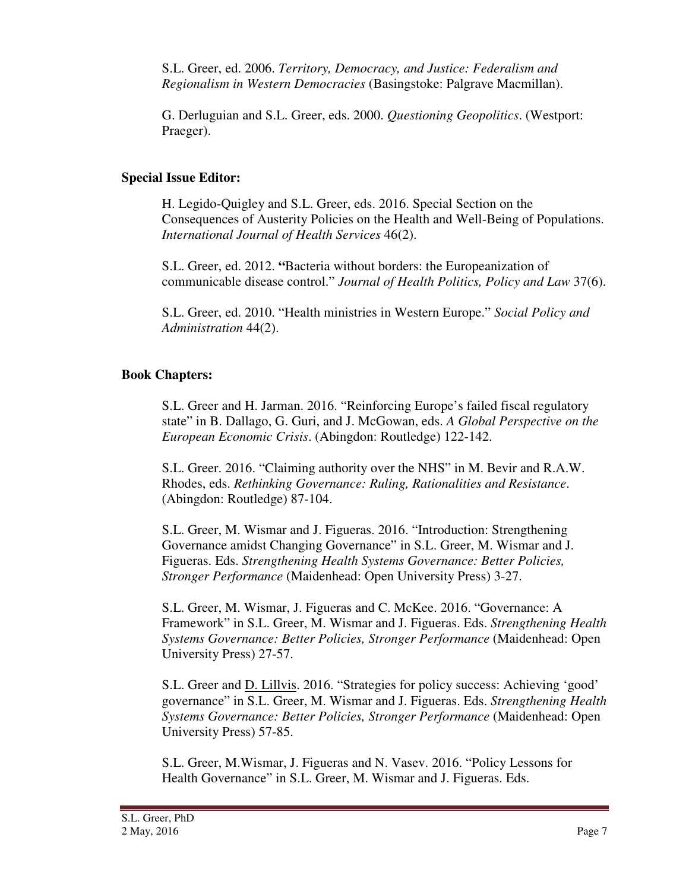S.L. Greer, ed. 2006. *Territory, Democracy, and Justice: Federalism and Regionalism in Western Democracies* (Basingstoke: Palgrave Macmillan).

G. Derluguian and S.L. Greer, eds. 2000. *Questioning Geopolitics*. (Westport: Praeger).

**Special Issue Editor:**

H. Legido-Quigley and S.L. Greer, eds. 2016. Special Section on the Consequences of Austerity Policies on the Health and Well-Being of Populations. *International Journal of Health Services* 46(2).

S.L. Greer, ed. 2012. **"**Bacteria without borders: the Europeanization of communicable disease control." *Journal of Health Politics, Policy and Law* 37(6).

S.L. Greer, ed. 2010. "Health ministries in Western Europe." *Social Policy and Administration* 44(2).

**Book Chapters:**

S.L. Greer and H. Jarman. 2016. "Reinforcing Europe's failed fiscal regulatory state" in B. Dallago, G. Guri, and J. McGowan, eds. *A Global Perspective on the European Economic Crisis*. (Abingdon: Routledge) 122-142.

S.L. Greer. 2016. "Claiming authority over the NHS" in M. Bevir and R.A.W. Rhodes, eds. *Rethinking Governance: Ruling, Rationalities and Resistance*. (Abingdon: Routledge) 87-104.

S.L. Greer, M. Wismar and J. Figueras. 2016. "Introduction: Strengthening Governance amidst Changing Governance" in S.L. Greer, M. Wismar and J. Figueras. Eds. *Strengthening Health Systems Governance: Better Policies, Stronger Performance* (Maidenhead: Open University Press) 3-27.

S.L. Greer, M. Wismar, J. Figueras and C. McKee. 2016. "Governance: A Framework" in S.L. Greer, M. Wismar and J. Figueras. Eds. *Strengthening Health Systems Governance: Better Policies, Stronger Performance* (Maidenhead: Open University Press) 27-57.

S.L. Greer and D. Lillvis. 2016. "Strategies for policy success: Achieving 'good' governance" in S.L. Greer, M. Wismar and J. Figueras. Eds. *Strengthening Health Systems Governance: Better Policies, Stronger Performance* (Maidenhead: Open University Press) 57-85.

S.L. Greer, M.Wismar, J. Figueras and N. Vasev. 2016. "Policy Lessons for Health Governance" in S.L. Greer, M. Wismar and J. Figueras. Eds.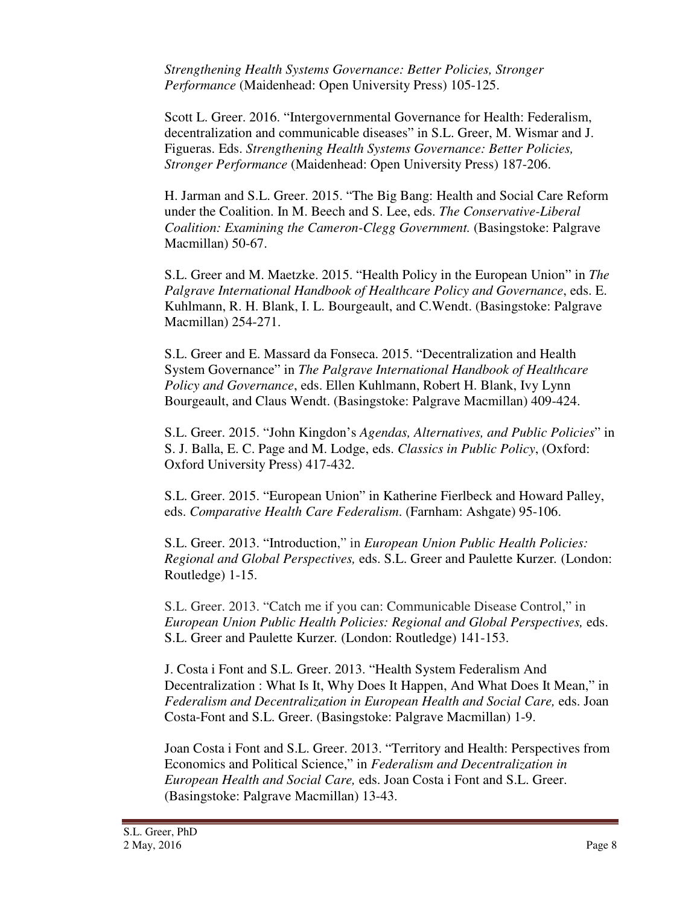*Strengthening Health Systems Governance: Better Policies, Stronger Performance* (Maidenhead: Open University Press) 105-125.

Scott L. Greer. 2016. "Intergovernmental Governance for Health: Federalism, decentralization and communicable diseases" in S.L. Greer, M. Wismar and J. Figueras. Eds. *Strengthening Health Systems Governance: Better Policies, Stronger Performance* (Maidenhead: Open University Press) 187-206.

H. Jarman and S.L. Greer. 2015. "The Big Bang: Health and Social Care Reform under the Coalition. In M. Beech and S. Lee, eds. *The Conservative-Liberal Coalition: Examining the Cameron-Clegg Government.* (Basingstoke: Palgrave Macmillan) 50-67.

S.L. Greer and M. Maetzke. 2015. "Health Policy in the European Union" in *The Palgrave International Handbook of Healthcare Policy and Governance*, eds. E. Kuhlmann, R. H. Blank, I. L. Bourgeault, and C.Wendt. (Basingstoke: Palgrave Macmillan) 254-271.

S.L. Greer and E. Massard da Fonseca. 2015. "Decentralization and Health System Governance" in *The Palgrave International Handbook of Healthcare Policy and Governance*, eds. Ellen Kuhlmann, Robert H. Blank, Ivy Lynn Bourgeault, and Claus Wendt. (Basingstoke: Palgrave Macmillan) 409-424.

S.L. Greer. 2015. "John Kingdon's *Agendas, Alternatives, and Public Policies*" in S. J. Balla, E. C. Page and M. Lodge, eds. *Classics in Public Policy*, (Oxford: Oxford University Press) 417-432.

S.L. Greer. 2015. "European Union" in Katherine Fierlbeck and Howard Palley, eds. *Comparative Health Care Federalism*. (Farnham: Ashgate) 95-106.

S.L. Greer. 2013. "Introduction," in *European Union Public Health Policies: Regional and Global Perspectives,* eds. S.L. Greer and Paulette Kurzer. (London: Routledge) 1-15.

S.L. Greer. 2013. "Catch me if you can: Communicable Disease Control," in *European Union Public Health Policies: Regional and Global Perspectives,* eds. S.L. Greer and Paulette Kurzer. (London: Routledge) 141-153.

J. Costa i Font and S.L. Greer. 2013. "Health System Federalism And Decentralization : What Is It, Why Does It Happen, And What Does It Mean," in *Federalism and Decentralization in European Health and Social Care,* eds. Joan Costa-Font and S.L. Greer. (Basingstoke: Palgrave Macmillan) 1-9.

Joan Costa i Font and S.L. Greer. 2013. "Territory and Health: Perspectives from Economics and Political Science," in *Federalism and Decentralization in European Health and Social Care,* eds. Joan Costa i Font and S.L. Greer. (Basingstoke: Palgrave Macmillan) 13-43.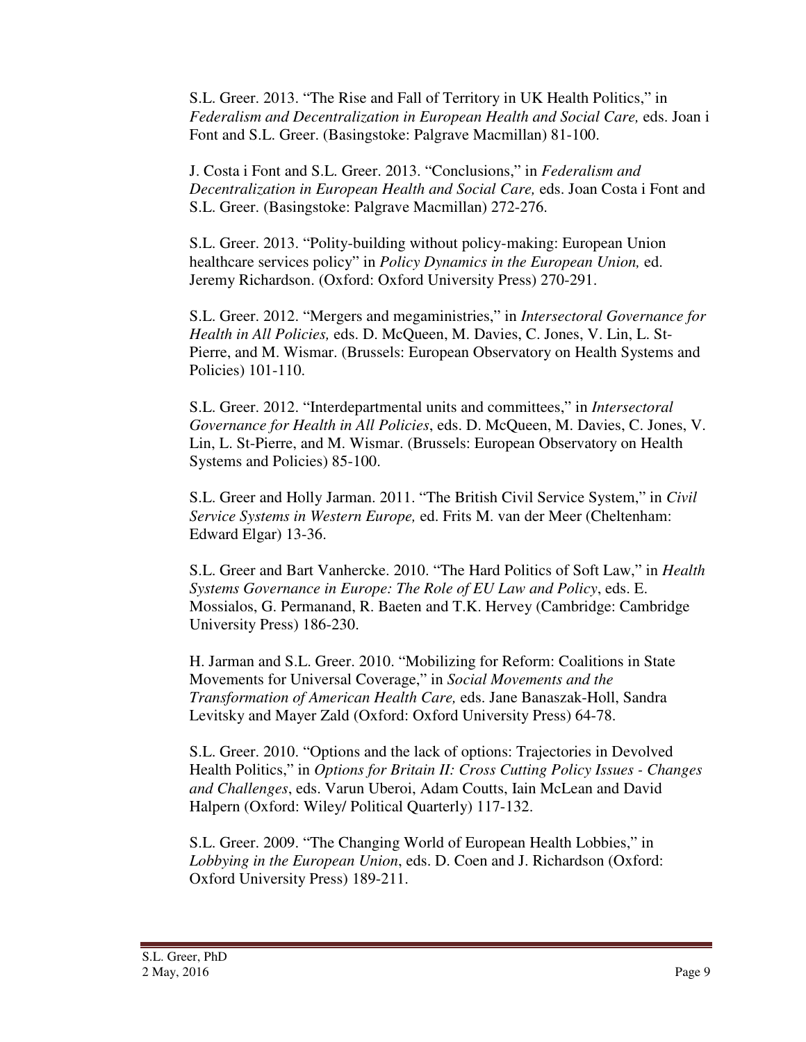S.L. Greer. 2013. "The Rise and Fall of Territory in UK Health Politics," in *Federalism and Decentralization in European Health and Social Care,* eds. Joan i Font and S.L. Greer. (Basingstoke: Palgrave Macmillan) 81-100.

J. Costa i Font and S.L. Greer. 2013. "Conclusions," in *Federalism and Decentralization in European Health and Social Care,* eds. Joan Costa i Font and S.L. Greer. (Basingstoke: Palgrave Macmillan) 272-276.

S.L. Greer. 2013. "Polity-building without policy-making: European Union healthcare services policy" in *Policy Dynamics in the European Union,* ed. Jeremy Richardson. (Oxford: Oxford University Press) 270-291.

S.L. Greer. 2012. "Mergers and megaministries," in *Intersectoral Governance for Health in All Policies,* eds. D. McQueen, M. Davies, C. Jones, V. Lin, L. St-Pierre, and M. Wismar. (Brussels: European Observatory on Health Systems and Policies) 101-110.

S.L. Greer. 2012. "Interdepartmental units and committees," in *Intersectoral Governance for Health in All Policies*, eds. D. McQueen, M. Davies, C. Jones, V. Lin, L. St-Pierre, and M. Wismar. (Brussels: European Observatory on Health Systems and Policies) 85-100.

S.L. Greer and Holly Jarman. 2011. "The British Civil Service System," in *Civil Service Systems in Western Europe,* ed. Frits M. van der Meer (Cheltenham: Edward Elgar) 13-36.

S.L. Greer and Bart Vanhercke. 2010. "The Hard Politics of Soft Law," in *Health Systems Governance in Europe: The Role of EU Law and Policy*, eds. E. Mossialos, G. Permanand, R. Baeten and T.K. Hervey (Cambridge: Cambridge University Press) 186-230.

H. Jarman and S.L. Greer. 2010. "Mobilizing for Reform: Coalitions in State Movements for Universal Coverage," in *Social Movements and the Transformation of American Health Care,* eds. Jane Banaszak-Holl, Sandra Levitsky and Mayer Zald (Oxford: Oxford University Press) 64-78.

S.L. Greer. 2010. "Options and the lack of options: Trajectories in Devolved Health Politics," in *Options for Britain II: Cross Cutting Policy Issues - Changes and Challenges*, eds. Varun Uberoi, Adam Coutts, Iain McLean and David Halpern (Oxford: Wiley/ Political Quarterly) 117-132.

S.L. Greer. 2009. "The Changing World of European Health Lobbies," in *Lobbying in the European Union*, eds. D. Coen and J. Richardson (Oxford: Oxford University Press) 189-211.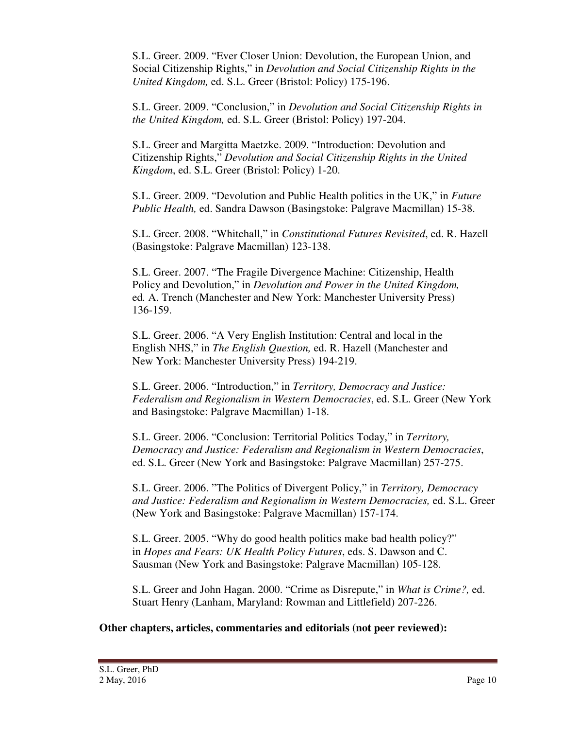S.L. Greer. 2009. "Ever Closer Union: Devolution, the European Union, and Social Citizenship Rights," in *Devolution and Social Citizenship Rights in the United Kingdom,* ed. S.L. Greer (Bristol: Policy) 175-196.

S.L. Greer. 2009. "Conclusion," in *Devolution and Social Citizenship Rights in the United Kingdom,* ed. S.L. Greer (Bristol: Policy) 197-204.

S.L. Greer and Margitta Maetzke. 2009. "Introduction: Devolution and Citizenship Rights," *Devolution and Social Citizenship Rights in the United Kingdom*, ed. S.L. Greer (Bristol: Policy) 1-20.

S.L. Greer. 2009. "Devolution and Public Health politics in the UK," in *Future Public Health,* ed. Sandra Dawson (Basingstoke: Palgrave Macmillan) 15-38.

S.L. Greer. 2008. "Whitehall," in *Constitutional Futures Revisited*, ed. R. Hazell (Basingstoke: Palgrave Macmillan) 123-138.

S.L. Greer. 2007. "The Fragile Divergence Machine: Citizenship, Health Policy and Devolution," in *Devolution and Power in the United Kingdom,* ed. A. Trench (Manchester and New York: Manchester University Press) 136-159.

S.L. Greer. 2006. "A Very English Institution: Central and local in the English NHS," in *The English Question,* ed. R. Hazell (Manchester and New York: Manchester University Press) 194-219.

S.L. Greer. 2006. "Introduction," in *Territory, Democracy and Justice: Federalism and Regionalism in Western Democracies*, ed. S.L. Greer (New York and Basingstoke: Palgrave Macmillan) 1-18.

S.L. Greer. 2006. "Conclusion: Territorial Politics Today," in *Territory, Democracy and Justice: Federalism and Regionalism in Western Democracies*, ed. S.L. Greer (New York and Basingstoke: Palgrave Macmillan) 257-275.

S.L. Greer. 2006. "The Politics of Divergent Policy," in *Territory, Democracy and Justice: Federalism and Regionalism in Western Democracies,* ed. S.L. Greer (New York and Basingstoke: Palgrave Macmillan) 157-174.

S.L. Greer. 2005. "Why do good health politics make bad health policy?" in *Hopes and Fears: UK Health Policy Futures*, eds. S. Dawson and C. Sausman (New York and Basingstoke: Palgrave Macmillan) 105-128.

S.L. Greer and John Hagan. 2000. "Crime as Disrepute," in *What is Crime?,* ed. Stuart Henry (Lanham, Maryland: Rowman and Littlefield) 207-226.

**Other chapters, articles, commentaries and editorials (not peer reviewed):**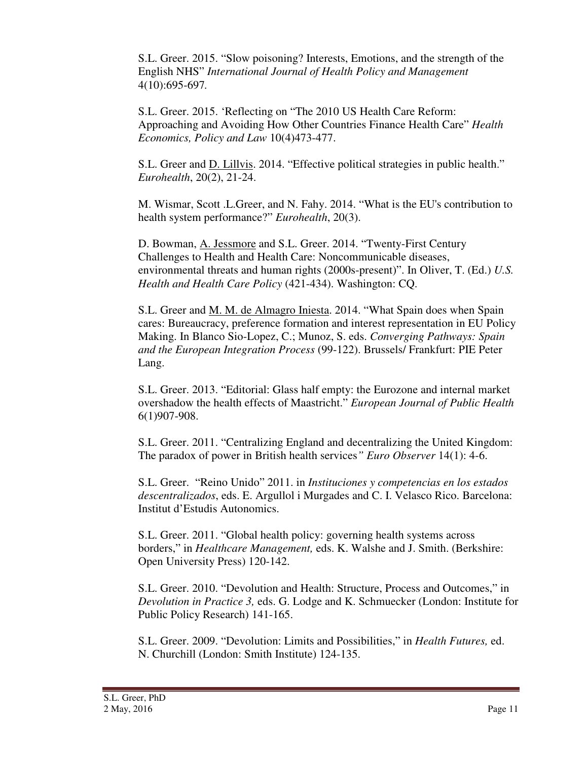S.L. Greer. 2015. "Slow poisoning? Interests, Emotions, and the strength of the English NHS" *International Journal of Health Policy and Management* 4(10):695-697.

S.L. Greer. 2015. 'Reflecting on "The 2010 US Health Care Reform: Approaching and Avoiding How Other Countries Finance Health Care" *Health Economics, Policy and Law* 10(4)473-477.

S.L. Greer and D. Lillvis. 2014. "Effective political strategies in public health." *Eurohealth*, 20(2), 21-24.

M. Wismar, Scott .L.Greer, and N. Fahy. 2014. "What is the EU's contribution to health system performance?" *Eurohealth*, 20(3).

D. Bowman, A. Jessmore and S.L. Greer. 2014. "Twenty-First Century Challenges to Health and Health Care: Noncommunicable diseases, environmental threats and human rights (2000s-present)". In Oliver, T. (Ed.) *U.S. Health and Health Care Policy* (421-434). Washington: CQ.

S.L. Greer and M. M. de Almagro Iniesta. 2014. "What Spain does when Spain cares: Bureaucracy, preference formation and interest representation in EU Policy Making. In Blanco Sio-Lopez, C.; Munoz, S. eds. *Converging Pathways: Spain and the European Integration Process* (99-122). Brussels/ Frankfurt: PIE Peter Lang.

S.L. Greer. 2013. "Editorial: Glass half empty: the Eurozone and internal market overshadow the health effects of Maastricht." *European Journal of Public Health* 6(1)907-908.

S.L. Greer. 2011. "Centralizing England and decentralizing the United Kingdom: The paradox of power in British health services*" Euro Observer* 14(1): 4-6.

S.L. Greer. "Reino Unido" 2011. in *Instituciones y competencias en los estados descentralizados*, eds. E. Argullol i Murgades and C. I. Velasco Rico. Barcelona: Institut d'Estudis Autonomics.

S.L. Greer. 2011. "Global health policy: governing health systems across borders," in *Healthcare Management,* eds. K. Walshe and J. Smith. (Berkshire: Open University Press) 120-142.

S.L. Greer. 2010. "Devolution and Health: Structure, Process and Outcomes," in *Devolution in Practice 3,* eds. G. Lodge and K. Schmuecker (London: Institute for Public Policy Research) 141-165.

S.L. Greer. 2009. "Devolution: Limits and Possibilities," in *Health Futures,* ed. N. Churchill (London: Smith Institute) 124-135.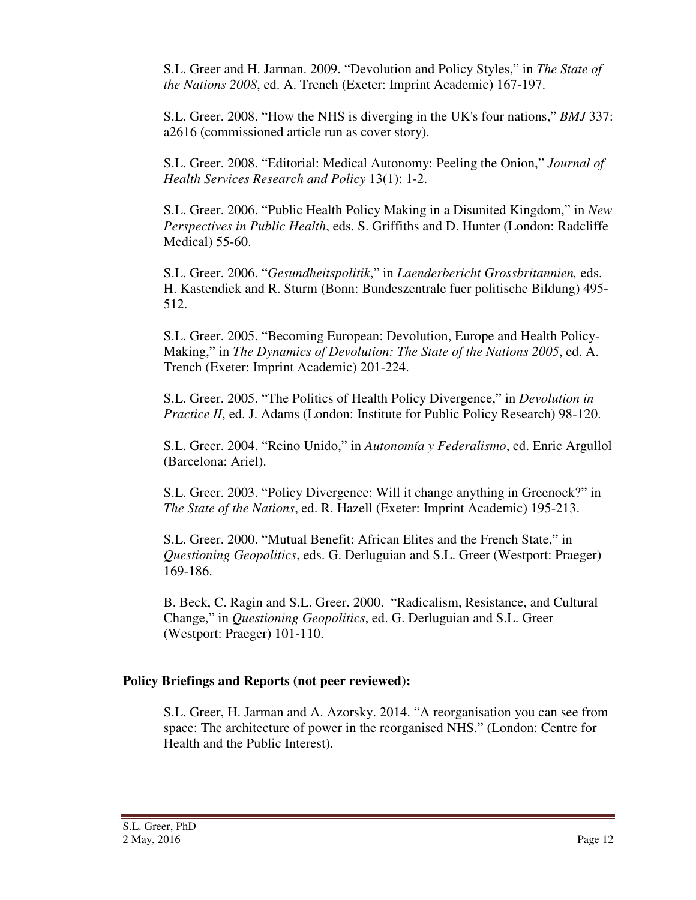S.L. Greer and H. Jarman. 2009. “Devolution and Policy Styles,” in *The State of the Nations 2008*, ed. A. Trench (Exeter: Imprint Academic) 167-197.

S.L. Greer. 2008. “How the NHS is diverging in the UK's four nations,” *BMJ* 337: a2616 (commissioned article run as cover story).

S.L. Greer. 2008. “Editorial: Medical Autonomy: Peeling the Onion,” *Journal of Health Services Research and Policy* 13(1): 1-2.

S.L. Greer. 2006. “Public Health Policy Making in a Disunited Kingdom,” in *New Perspectives in Public Health*, eds. S. Griffiths and D. Hunter (London: Radcliffe Medical) 55-60.

S.L. Greer. 2006. “*Gesundheitspolitik*,” in *Laenderbericht Grossbritannien,* eds. H. Kastendiek and R. Sturm (Bonn: Bundeszentrale fuer politische Bildung) 495-512.

S.L. Greer. 2005. “Becoming European: Devolution, Europe and Health Policy-Making,” in *The Dynamics of Devolution: The State of the Nations 2005*, ed. A. Trench (Exeter: Imprint Academic) 201-224.

S.L. Greer. 2005. “The Politics of Health Policy Divergence,” in *Devolution in Practice II*, ed. J. Adams (London: Institute for Public Policy Research) 98-120.

S.L. Greer. 2004. “Reino Unido,” in *Autonomía y Federalismo*, ed. Enric Argullol (Barcelona: Ariel).

S.L. Greer. 2003. “Policy Divergence: Will it change anything in Greenock?” in *The State of the Nations*, ed. R. Hazell (Exeter: Imprint Academic) 195-213.

S.L. Greer. 2000. “Mutual Benefit: African Elites and the French State,” in *Questioning Geopolitics*, eds. G. Derluguian and S.L. Greer (Westport: Praeger) 169-186.

B. Beck, C. Ragin and S.L. Greer. 2000. “Radicalism, Resistance, and Cultural Change,” in *Questioning Geopolitics*, ed. G. Derluguian and S.L. Greer (Westport: Praeger) 101-110.

**Policy Briefings and Reports (not peer reviewed):**

S.L. Greer, H. Jarman and A. Azorsky. 2014. “A reorganisation you can see from space: The architecture of power in the reorganised NHS.” (London: Centre for Health and the Public Interest).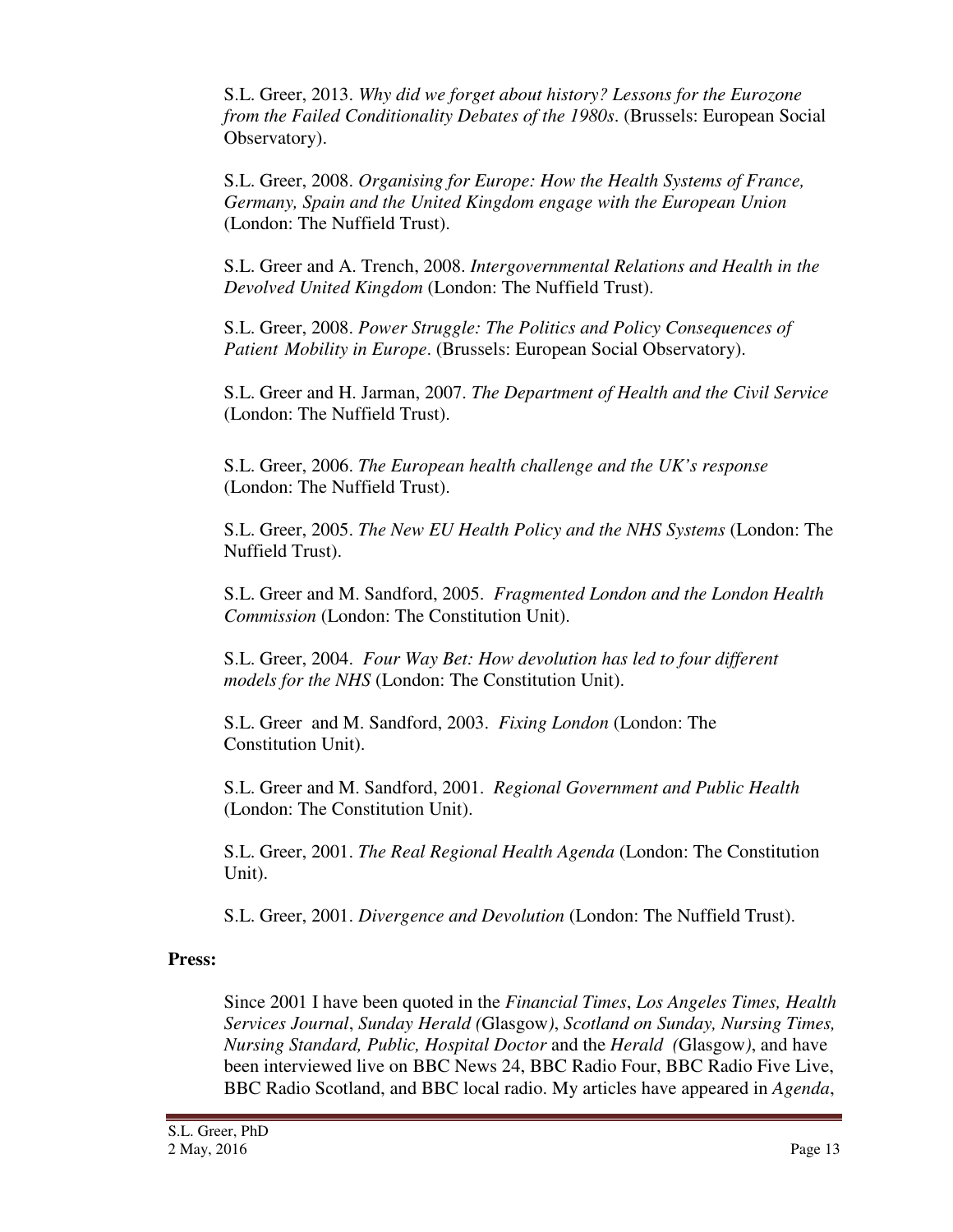S.L. Greer, 2013. *Why did we forget about history? Lessons for the Eurozone from the Failed Conditionality Debates of the 1980s*. (Brussels: European Social Observatory).

S.L. Greer, 2008. *Organising for Europe: How the Health Systems of France, Germany, Spain and the United Kingdom engage with the European Union* (London: The Nuffield Trust).

S.L. Greer and A. Trench, 2008. *Intergovernmental Relations and Health in the Devolved United Kingdom* (London: The Nuffield Trust).

S.L. Greer, 2008. *Power Struggle: The Politics and Policy Consequences of Patient Mobility in Europe*. (Brussels: European Social Observatory).

S.L. Greer and H. Jarman, 2007. *The Department of Health and the Civil Service* (London: The Nuffield Trust).

S.L. Greer, 2006. *The European health challenge and the UK's response* (London: The Nuffield Trust).

S.L. Greer, 2005. *The New EU Health Policy and the NHS Systems* (London: The Nuffield Trust).

S.L. Greer and M. Sandford, 2005. *Fragmented London and the London Health Commission* (London: The Constitution Unit).

S.L. Greer, 2004. *Four Way Bet: How devolution has led to four different models for the NHS* (London: The Constitution Unit).

S.L. Greer and M. Sandford, 2003. *Fixing London* (London: The Constitution Unit).

S.L. Greer and M. Sandford, 2001. *Regional Government and Public Health* (London: The Constitution Unit).

S.L. Greer, 2001. *The Real Regional Health Agenda* (London: The Constitution Unit).

S.L. Greer, 2001. *Divergence and Devolution* (London: The Nuffield Trust).

**Press:**

Since 2001 I have been quoted in the *Financial Times*, *Los Angeles Times, Health Services Journal*, *Sunday Herald (*Glasgow*)*, *Scotland on Sunday, Nursing Times, Nursing Standard, Public, Hospital Doctor* and the *Herald (*Glasgow*)*, and have been interviewed live on BBC News 24, BBC Radio Four, BBC Radio Five Live, BBC Radio Scotland, and BBC local radio. My articles have appeared in *Agenda*,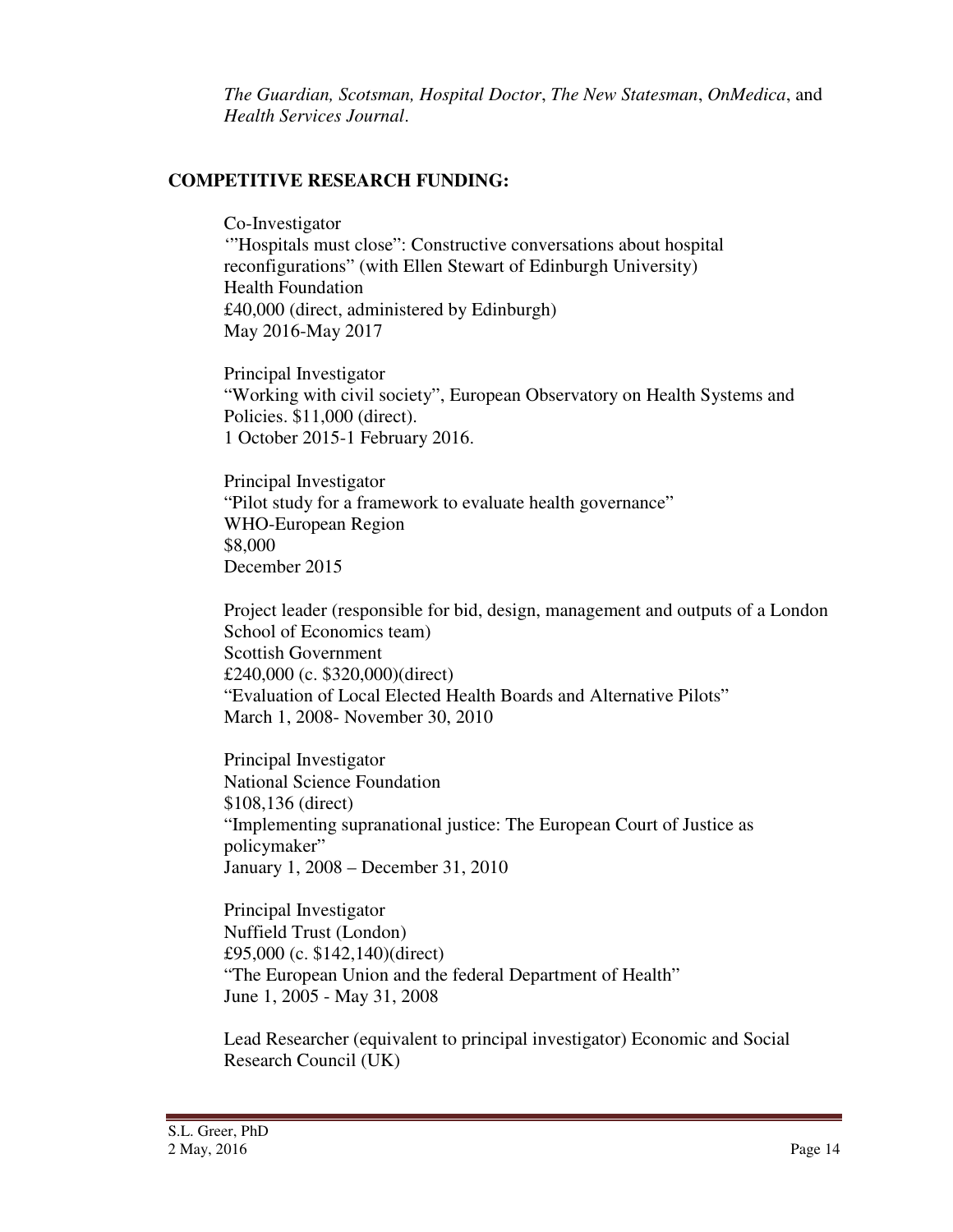*The Guardian, Scotsman, Hospital Doctor*, *The New Statesman*, *OnMedica*, and *Health Services Journal*.

## COMPETITIVE RESEARCH FUNDING:

Co-Investigator
'"Hospitals must close": Constructive conversations about hospital reconfigurations" (with Ellen Stewart of Edinburgh University)
Health Foundation
£40,000 (direct, administered by Edinburgh)
May 2016-May 2017

Principal Investigator
"Working with civil society", European Observatory on Health Systems and Policies. $11,000 (direct).
1 October 2015-1 February 2016.

Principal Investigator
"Pilot study for a framework to evaluate health governance"
WHO-European Region
$8,000
December 2015

Project leader (responsible for bid, design, management and outputs of a London School of Economics team)
Scottish Government
£240,000 (c. $320,000)(direct)
"Evaluation of Local Elected Health Boards and Alternative Pilots"
March 1, 2008- November 30, 2010

Principal Investigator
National Science Foundation
$108,136 (direct)
"Implementing supranational justice: The European Court of Justice as policymaker"
January 1, 2008 – December 31, 2010

Principal Investigator
Nuffield Trust (London)
£95,000 (c. $142,140)(direct)
"The European Union and the federal Department of Health"
June 1, 2005 - May 31, 2008

Lead Researcher (equivalent to principal investigator) Economic and Social Research Council (UK)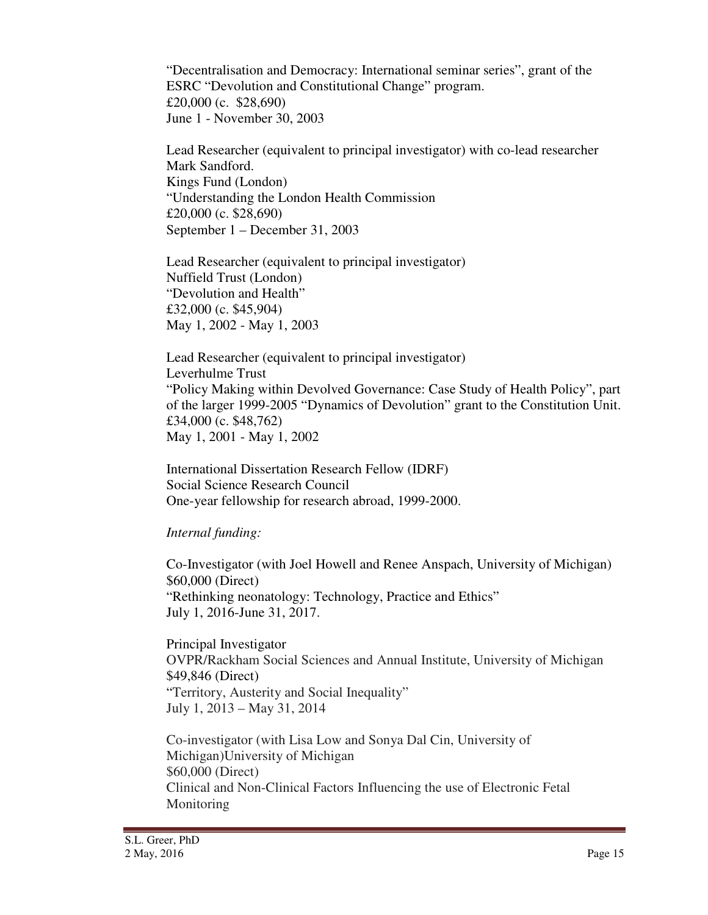"Decentralisation and Democracy: International seminar series", grant of the ESRC "Devolution and Constitutional Change" program.
£20,000 (c. $28,690)
June 1 - November 30, 2003

Lead Researcher (equivalent to principal investigator) with co-lead researcher Mark Sandford.
Kings Fund (London)
"Understanding the London Health Commission
£20,000 (c. $28,690)
September 1 – December 31, 2003

Lead Researcher (equivalent to principal investigator)
Nuffield Trust (London)
"Devolution and Health"
£32,000 (c. $45,904)
May 1, 2002 - May 1, 2003

Lead Researcher (equivalent to principal investigator)
Leverhulme Trust
"Policy Making within Devolved Governance: Case Study of Health Policy", part of the larger 1999-2005 "Dynamics of Devolution" grant to the Constitution Unit.
£34,000 (c. $48,762)
May 1, 2001 - May 1, 2002

International Dissertation Research Fellow (IDRF)
Social Science Research Council
One-year fellowship for research abroad, 1999-2000.

*Internal funding:*

Co-Investigator (with Joel Howell and Renee Anspach, University of Michigan)
$60,000 (Direct)
"Rethinking neonatology: Technology, Practice and Ethics"
July 1, 2016-June 31, 2017.

Principal Investigator
OVPR/Rackham Social Sciences and Annual Institute, University of Michigan
$49,846 (Direct)
"Territory, Austerity and Social Inequality"
July 1, 2013 – May 31, 2014

Co-investigator (with Lisa Low and Sonya Dal Cin, University of Michigan)University of Michigan
$60,000 (Direct)
Clinical and Non-Clinical Factors Influencing the use of Electronic Fetal Monitoring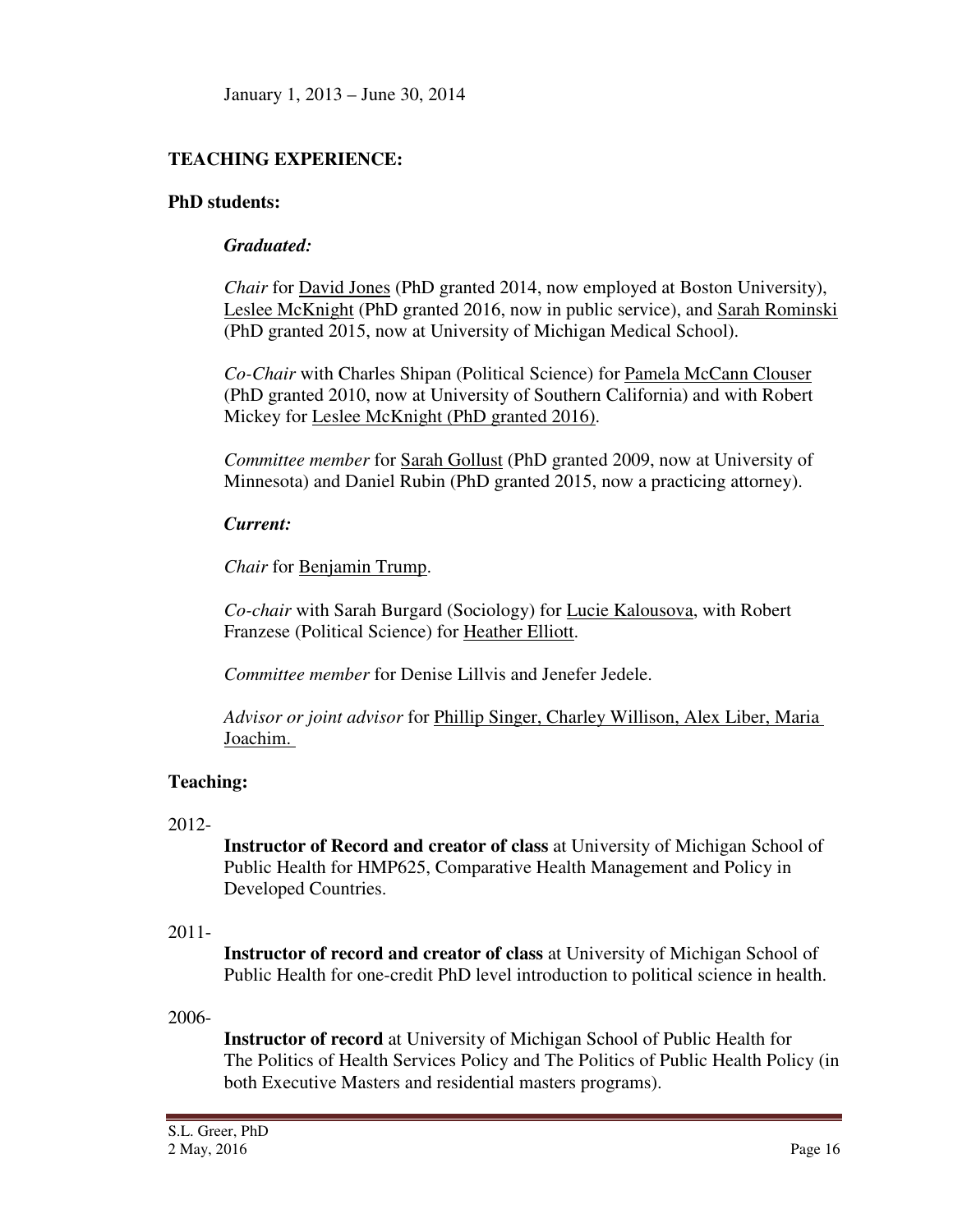January 1, 2013 – June 30, 2014

**TEACHING EXPERIENCE:**

**PhD students:**

***Graduated:***

*Chair* for David Jones (PhD granted 2014, now employed at Boston University), Leslee McKnight (PhD granted 2016, now in public service), and Sarah Rominski (PhD granted 2015, now at University of Michigan Medical School).

*Co-Chair* with Charles Shipan (Political Science) for Pamela McCann Clouser (PhD granted 2010, now at University of Southern California) and with Robert Mickey for Leslee McKnight (PhD granted 2016).

*Committee member* for Sarah Gollust (PhD granted 2009, now at University of Minnesota) and Daniel Rubin (PhD granted 2015, now a practicing attorney).

***Current:***

*Chair* for Benjamin Trump.

*Co-chair* with Sarah Burgard (Sociology) for Lucie Kalousova, with Robert Franzese (Political Science) for Heather Elliott.

*Committee member* for Denise Lillvis and Jenefer Jedele.

*Advisor or joint advisor* for Phillip Singer, Charley Willison, Alex Liber, Maria Joachim.

**Teaching:**

2012-

**Instructor of Record and creator of class** at University of Michigan School of Public Health for HMP625, Comparative Health Management and Policy in Developed Countries.

2011-

**Instructor of record and creator of class** at University of Michigan School of Public Health for one-credit PhD level introduction to political science in health.

2006-

**Instructor of record** at University of Michigan School of Public Health for The Politics of Health Services Policy and The Politics of Public Health Policy (in both Executive Masters and residential masters programs).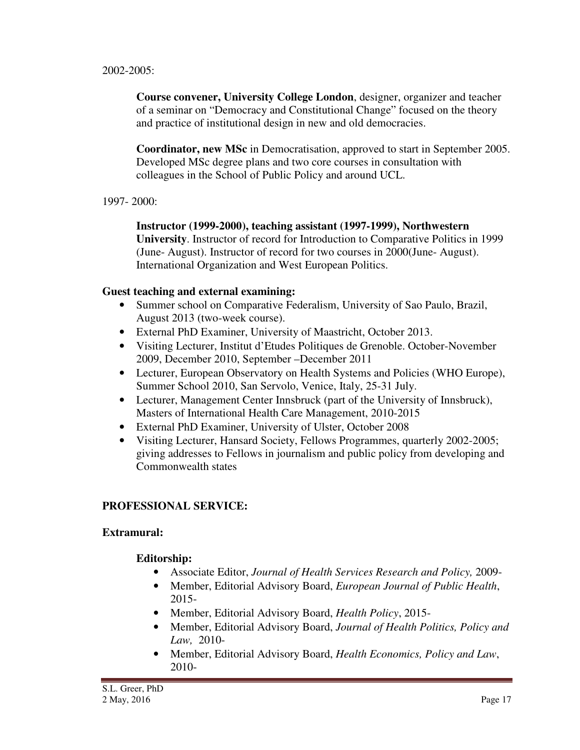2002-2005:

**Course convener, University College London**, designer, organizer and teacher of a seminar on "Democracy and Constitutional Change" focused on the theory and practice of institutional design in new and old democracies.

**Coordinator, new MSc** in Democratisation, approved to start in September 2005. Developed MSc degree plans and two core courses in consultation with colleagues in the School of Public Policy and around UCL.

1997- 2000:

**Instructor (1999-2000), teaching assistant (1997-1999), Northwestern University**. Instructor of record for Introduction to Comparative Politics in 1999 (June- August). Instructor of record for two courses in 2000(June- August). International Organization and West European Politics.

**Guest teaching and external examining:**

- Summer school on Comparative Federalism, University of Sao Paulo, Brazil, August 2013 (two-week course).
- External PhD Examiner, University of Maastricht, October 2013.
- Visiting Lecturer, Institut d'Etudes Politiques de Grenoble. October-November 2009, December 2010, September –December 2011
- Lecturer, European Observatory on Health Systems and Policies (WHO Europe), Summer School 2010, San Servolo, Venice, Italy, 25-31 July.
- Lecturer, Management Center Innsbruck (part of the University of Innsbruck), Masters of International Health Care Management, 2010-2015
- External PhD Examiner, University of Ulster, October 2008
- Visiting Lecturer, Hansard Society, Fellows Programmes, quarterly 2002-2005; giving addresses to Fellows in journalism and public policy from developing and Commonwealth states

## PROFESSIONAL SERVICE:

### Extramural:

#### Editorship:

- Associate Editor, *Journal of Health Services Research and Policy,* 2009-
- Member, Editorial Advisory Board, *European Journal of Public Health*, 2015-
- Member, Editorial Advisory Board, *Health Policy*, 2015-
- Member, Editorial Advisory Board, *Journal of Health Politics, Policy and Law,* 2010-
- Member, Editorial Advisory Board, *Health Economics, Policy and Law*, 2010-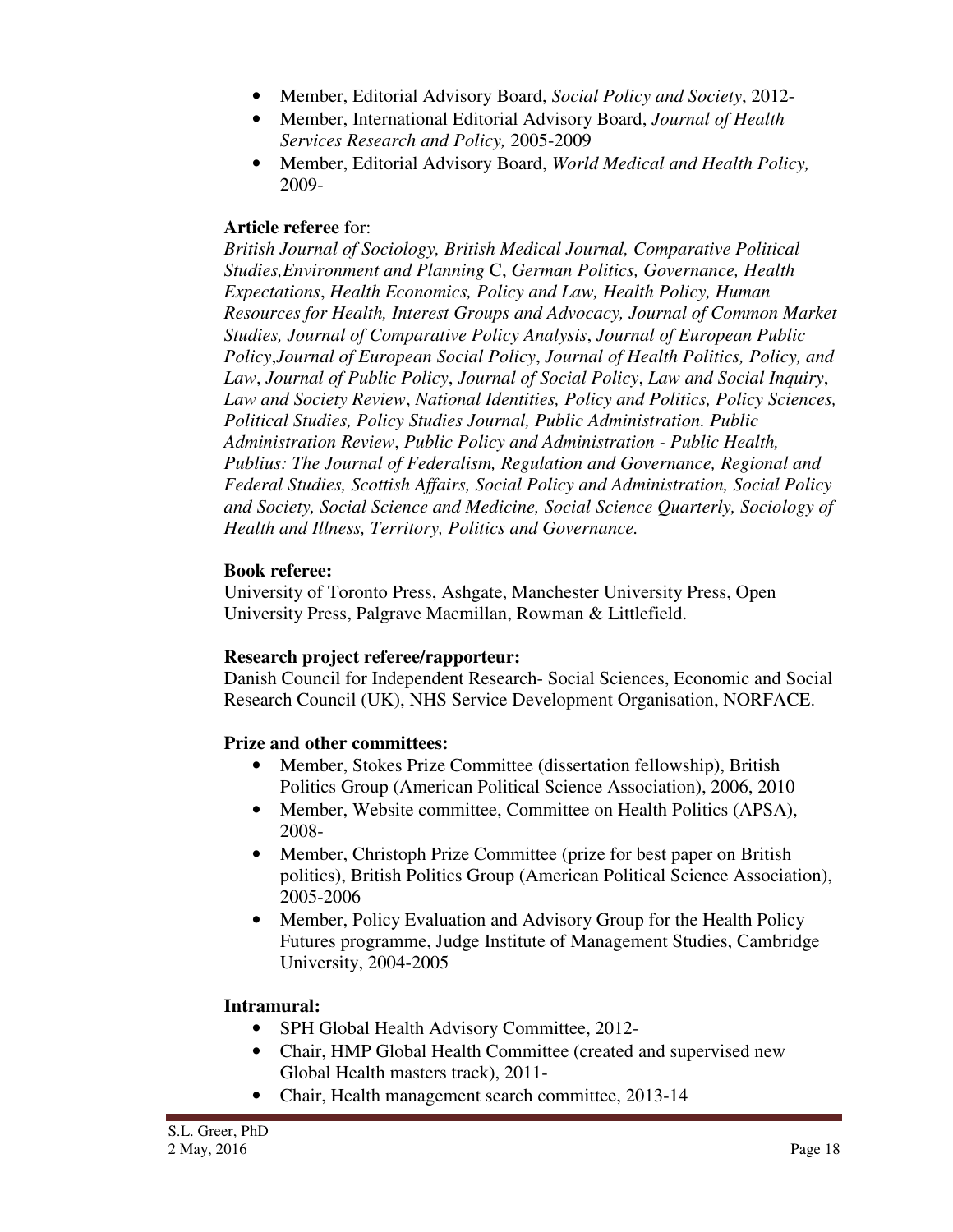- Member, Editorial Advisory Board, *Social Policy and Society*, 2012-
- Member, International Editorial Advisory Board, *Journal of Health Services Research and Policy,* 2005-2009
- Member, Editorial Advisory Board, *World Medical and Health Policy,* 2009-

**Article referee** for:
*British Journal of Sociology, British Medical Journal, Comparative Political Studies,Environment and Planning* C, *German Politics, Governance, Health Expectations*, *Health Economics, Policy and Law, Health Policy, Human Resources for Health, Interest Groups and Advocacy, Journal of Common Market Studies, Journal of Comparative Policy Analysis*, *Journal of European Public Policy*,*Journal of European Social Policy*, *Journal of Health Politics, Policy, and Law*, *Journal of Public Policy*, *Journal of Social Policy*, *Law and Social Inquiry*, *Law and Society Review*, *National Identities, Policy and Politics, Policy Sciences, Political Studies, Policy Studies Journal, Public Administration. Public Administration Review*, *Public Policy and Administration - Public Health, Publius: The Journal of Federalism, Regulation and Governance, Regional and Federal Studies, Scottish Affairs, Social Policy and Administration, Social Policy and Society, Social Science and Medicine, Social Science Quarterly, Sociology of Health and Illness, Territory, Politics and Governance.*

**Book referee:**
University of Toronto Press, Ashgate, Manchester University Press, Open University Press, Palgrave Macmillan, Rowman & Littlefield.

**Research project referee/rapporteur:**
Danish Council for Independent Research- Social Sciences, Economic and Social Research Council (UK), NHS Service Development Organisation, NORFACE.

**Prize and other committees:**

- Member, Stokes Prize Committee (dissertation fellowship), British Politics Group (American Political Science Association), 2006, 2010
- Member, Website committee, Committee on Health Politics (APSA), 2008-
- Member, Christoph Prize Committee (prize for best paper on British politics), British Politics Group (American Political Science Association), 2005-2006
- Member, Policy Evaluation and Advisory Group for the Health Policy Futures programme, Judge Institute of Management Studies, Cambridge University, 2004-2005

**Intramural:**

- SPH Global Health Advisory Committee, 2012-
- Chair, HMP Global Health Committee (created and supervised new Global Health masters track), 2011-
- Chair, Health management search committee, 2013-14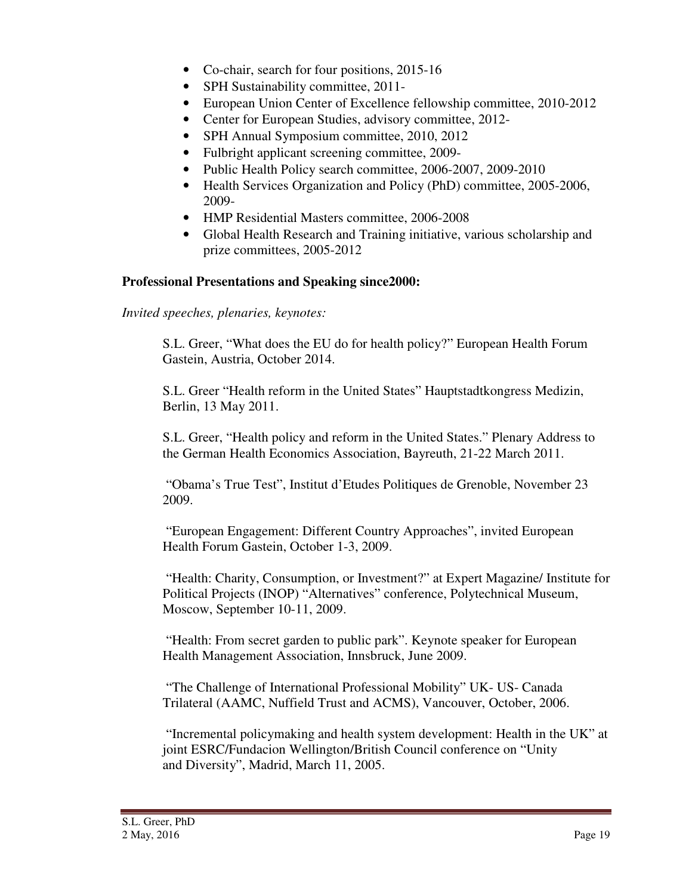- Co-chair, search for four positions, 2015-16
- SPH Sustainability committee, 2011-
- European Union Center of Excellence fellowship committee, 2010-2012
- Center for European Studies, advisory committee, 2012-
- SPH Annual Symposium committee, 2010, 2012
- Fulbright applicant screening committee, 2009-
- Public Health Policy search committee, 2006-2007, 2009-2010
- Health Services Organization and Policy (PhD) committee, 2005-2006, 2009-
- HMP Residential Masters committee, 2006-2008
- Global Health Research and Training initiative, various scholarship and prize committees, 2005-2012

**Professional Presentations and Speaking since2000:**

*Invited speeches, plenaries, keynotes:*

S.L. Greer, "What does the EU do for health policy?" European Health Forum Gastein, Austria, October 2014.

S.L. Greer "Health reform in the United States" Hauptstadtkongress Medizin, Berlin, 13 May 2011.

S.L. Greer, "Health policy and reform in the United States." Plenary Address to the German Health Economics Association, Bayreuth, 21-22 March 2011.

"Obama's True Test", Institut d'Etudes Politiques de Grenoble, November 23 2009.

"European Engagement: Different Country Approaches", invited European Health Forum Gastein, October 1-3, 2009.

"Health: Charity, Consumption, or Investment?" at Expert Magazine/ Institute for Political Projects (INOP) "Alternatives" conference, Polytechnical Museum, Moscow, September 10-11, 2009.

"Health: From secret garden to public park". Keynote speaker for European Health Management Association, Innsbruck, June 2009.

"The Challenge of International Professional Mobility" UK- US- Canada Trilateral (AAMC, Nuffield Trust and ACMS), Vancouver, October, 2006.

"Incremental policymaking and health system development: Health in the UK" at joint ESRC/Fundacion Wellington/British Council conference on "Unity and Diversity", Madrid, March 11, 2005.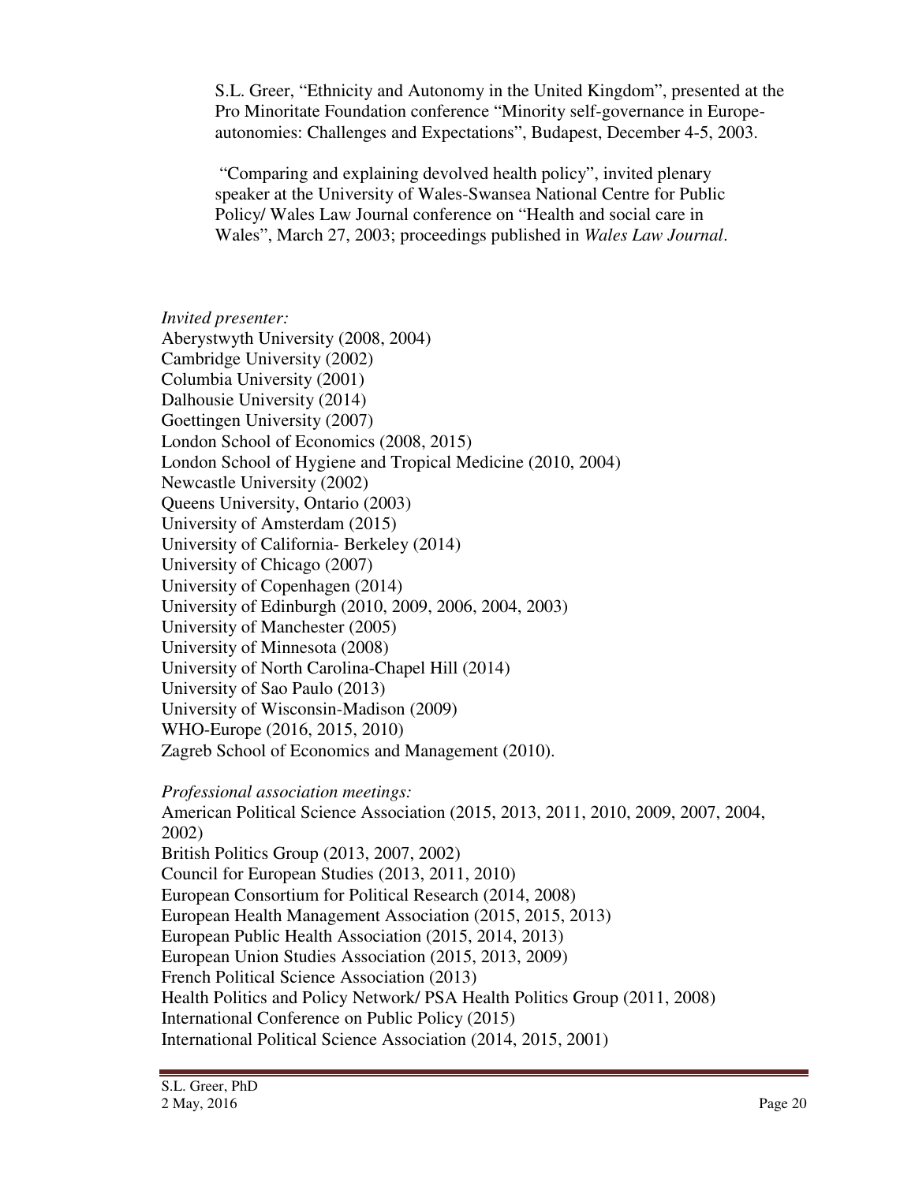S.L. Greer, "Ethnicity and Autonomy in the United Kingdom", presented at the Pro Minoritate Foundation conference "Minority self-governance in Europe-autonomies: Challenges and Expectations", Budapest, December 4-5, 2003.

"Comparing and explaining devolved health policy", invited plenary speaker at the University of Wales-Swansea National Centre for Public Policy/ Wales Law Journal conference on "Health and social care in Wales", March 27, 2003; proceedings published in *Wales Law Journal*.

*Invited presenter:*

Aberystwyth University (2008, 2004)
Cambridge University (2002)
Columbia University (2001)
Dalhousie University (2014)
Goettingen University (2007)
London School of Economics (2008, 2015)
London School of Hygiene and Tropical Medicine (2010, 2004)
Newcastle University (2002)
Queens University, Ontario (2003)
University of Amsterdam (2015)
University of California- Berkeley (2014)
University of Chicago (2007)
University of Copenhagen (2014)
University of Edinburgh (2010, 2009, 2006, 2004, 2003)
University of Manchester (2005)
University of Minnesota (2008)
University of North Carolina-Chapel Hill (2014)
University of Sao Paulo (2013)
University of Wisconsin-Madison (2009)
WHO-Europe (2016, 2015, 2010)
Zagreb School of Economics and Management (2010).

*Professional association meetings:*

American Political Science Association (2015, 2013, 2011, 2010, 2009, 2007, 2004, 2002)
British Politics Group (2013, 2007, 2002)
Council for European Studies (2013, 2011, 2010)
European Consortium for Political Research (2014, 2008)
European Health Management Association (2015, 2015, 2013)
European Public Health Association (2015, 2014, 2013)
European Union Studies Association (2015, 2013, 2009)
French Political Science Association (2013)
Health Politics and Policy Network/ PSA Health Politics Group (2011, 2008)
International Conference on Public Policy (2015)
International Political Science Association (2014, 2015, 2001)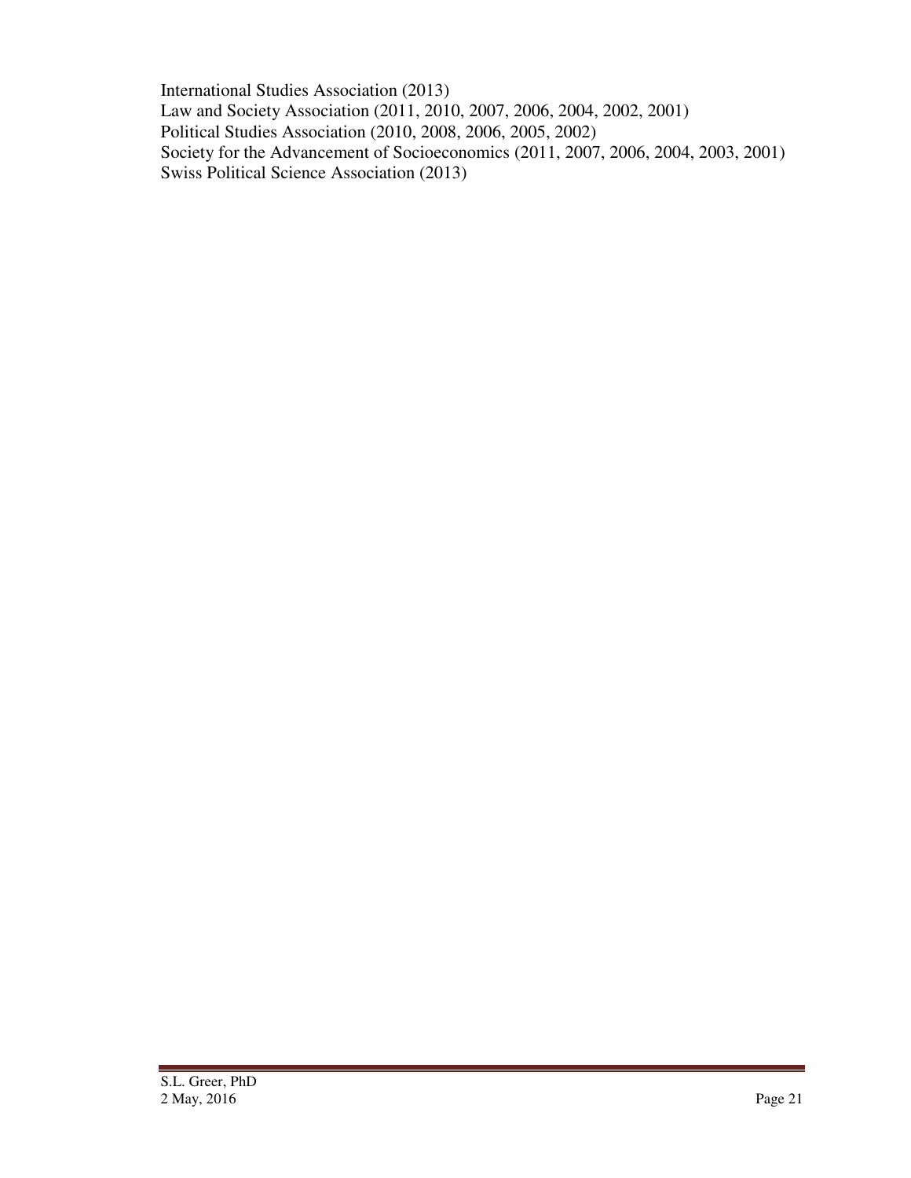International Studies Association (2013)
Law and Society Association (2011, 2010, 2007, 2006, 2004, 2002, 2001)
Political Studies Association (2010, 2008, 2006, 2005, 2002)
Society for the Advancement of Socioeconomics (2011, 2007, 2006, 2004, 2003, 2001)
Swiss Political Science Association (2013)